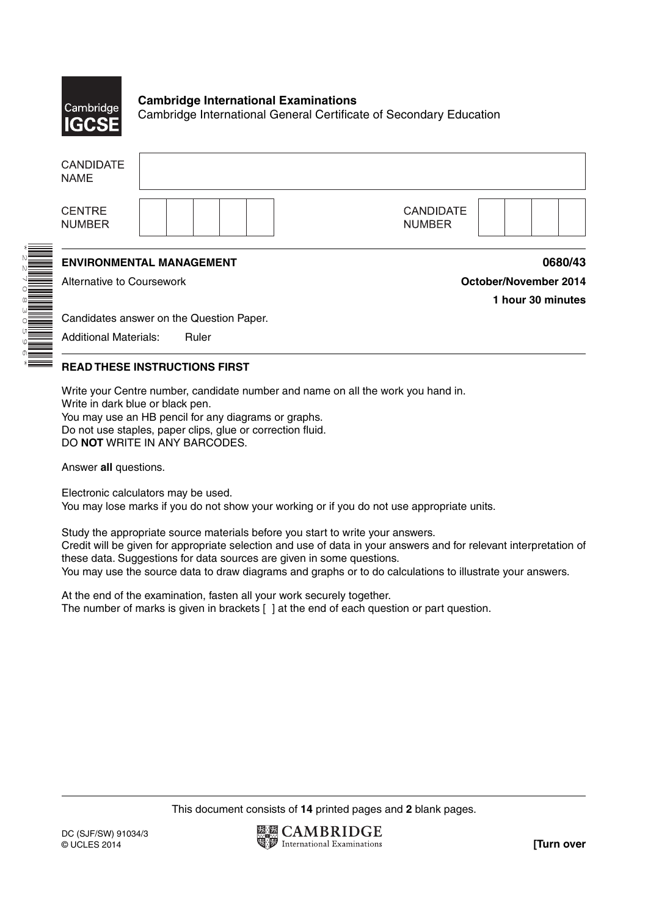**Cambridge International Examinations**
Cambridge International General Certificate of Secondary Education

| CANDIDATE NAME | |
|---|---|

| CENTRE NUMBER | | | | | | CANDIDATE NUMBER | | | | |
|---|---|---|---|---|---|---|---|---|---|---|

*2270830596*

**ENVIRONMENTAL MANAGEMENT** **0680/43**

Alternative to Coursework **October/November 2014**

**1 hour 30 minutes**

Candidates answer on the Question Paper.

Additional Materials: Ruler

**READ THESE INSTRUCTIONS FIRST**

Write your Centre number, candidate number and name on all the work you hand in.
Write in dark blue or black pen.
You may use an HB pencil for any diagrams or graphs.
Do not use staples, paper clips, glue or correction fluid.
DO **NOT** WRITE IN ANY BARCODES.

Answer **all** questions.

Electronic calculators may be used.
You may lose marks if you do not show your working or if you do not use appropriate units.

Study the appropriate source materials before you start to write your answers.
Credit will be given for appropriate selection and use of data in your answers and for relevant interpretation of these data. Suggestions for data sources are given in some questions.
You may use the source data to draw diagrams and graphs or to do calculations to illustrate your answers.

At the end of the examination, fasten all your work securely together.
The number of marks is given in brackets [ ] at the end of each question or part question.

This document consists of **14** printed pages and **2** blank pages.

DC (SJF/SW) 91034/3
© UCLES 2014

**[Turn over**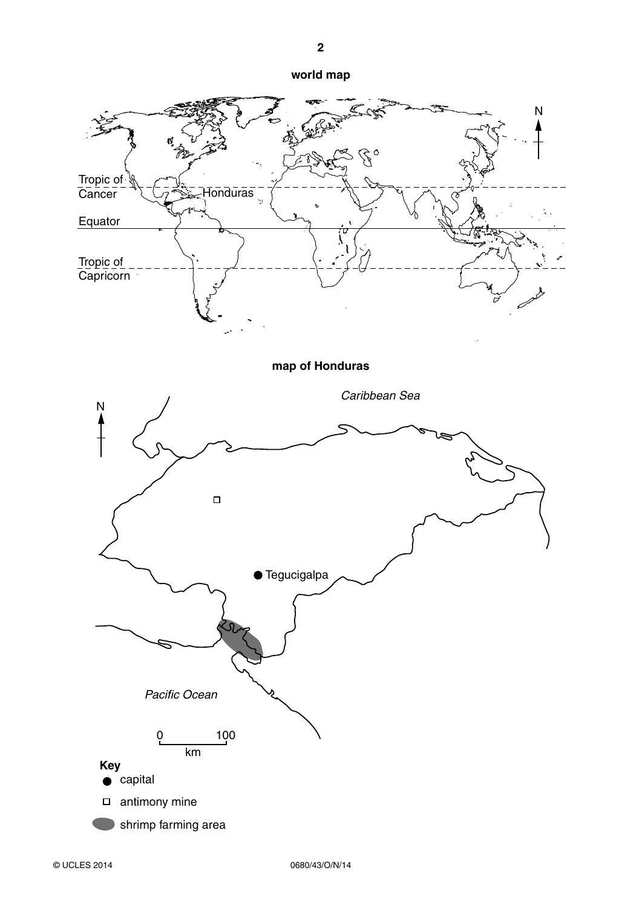**world map**

Tropic of Cancer

Honduras

Equator

Tropic of Capricorn

N

**map of Honduras**

*Caribbean Sea*

N

Tegucigalpa

*Pacific Ocean*

0 100
km

**Key**

● capital

□ antimony mine

shrimp farming area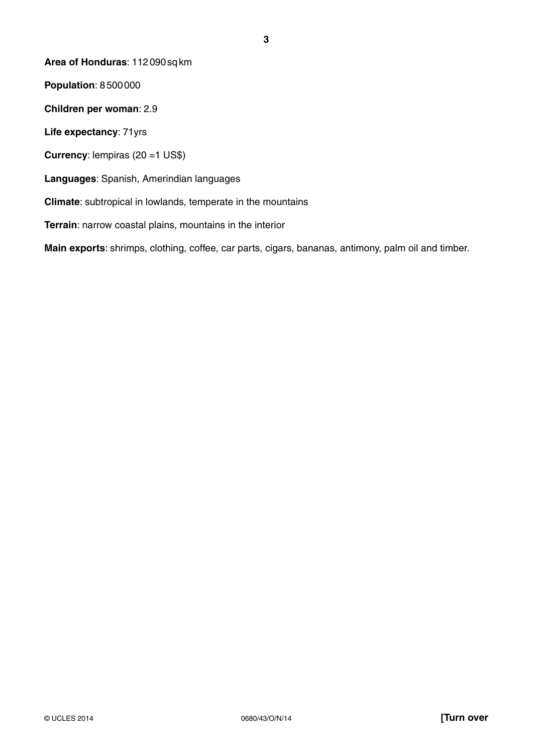**Area of Honduras**: 112 090 sq km

**Population**: 8 500 000

**Children per woman**: 2.9

**Life expectancy**: 71yrs

**Currency**: lempiras (20 =1 US$)

**Languages**: Spanish, Amerindian languages

**Climate**: subtropical in lowlands, temperate in the mountains

**Terrain**: narrow coastal plains, mountains in the interior

**Main exports**: shrimps, clothing, coffee, car parts, cigars, bananas, antimony, palm oil and timber.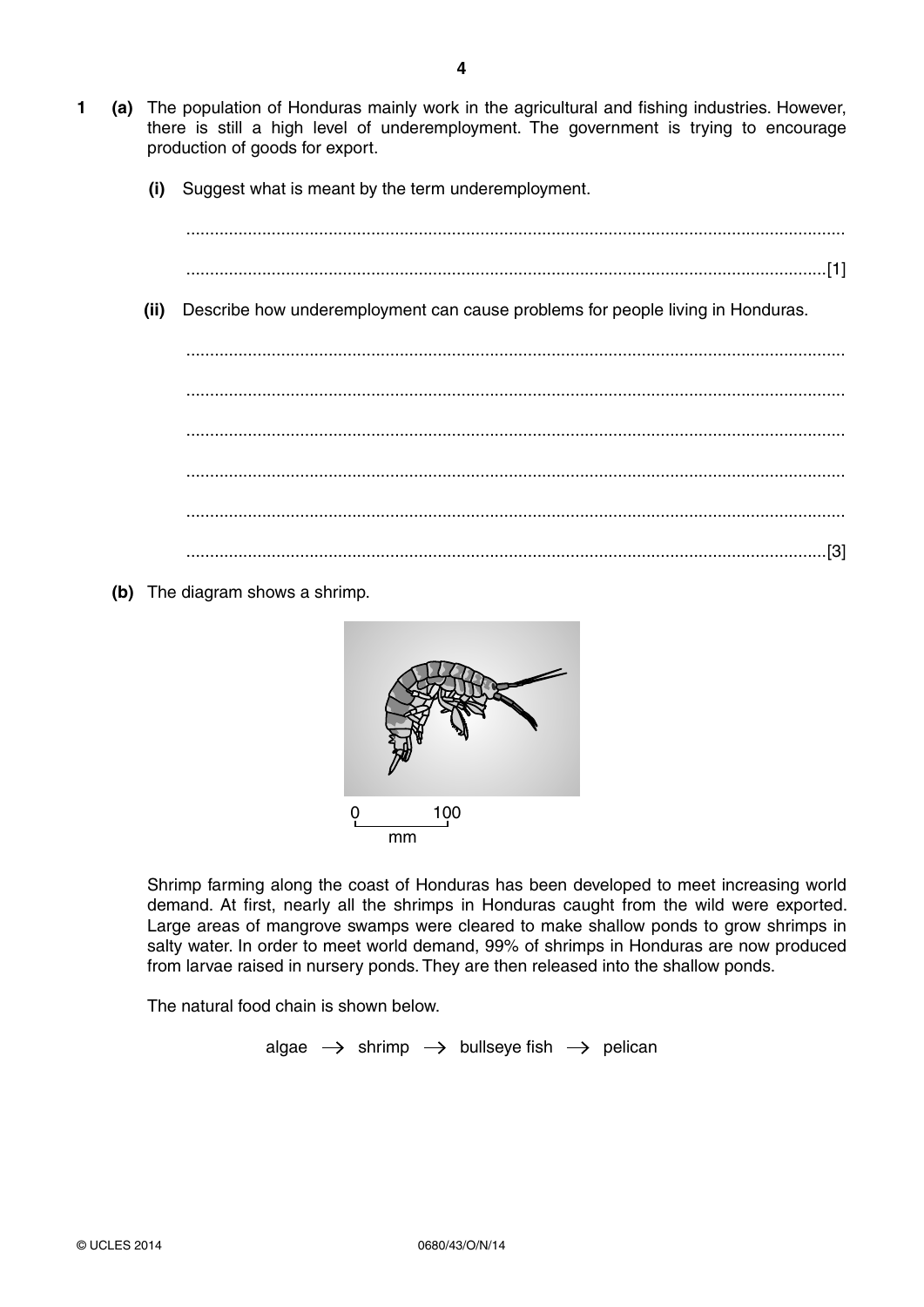**1** **(a)** The population of Honduras mainly work in the agricultural and fishing industries. However, there is still a high level of underemployment. The government is trying to encourage production of goods for export.

**(i)** Suggest what is meant by the term underemployment.

..........................................................................................................................................

.......................................................................................................................................[1]

**(ii)** Describe how underemployment can cause problems for people living in Honduras.

..........................................................................................................................................

..........................................................................................................................................

..........................................................................................................................................

..........................................................................................................................................

..........................................................................................................................................

.......................................................................................................................................[3]

**(b)** The diagram shows a shrimp.

0 — 100 mm

Shrimp farming along the coast of Honduras has been developed to meet increasing world demand. At first, nearly all the shrimps in Honduras caught from the wild were exported. Large areas of mangrove swamps were cleared to make shallow ponds to grow shrimps in salty water. In order to meet world demand, 99% of shrimps in Honduras are now produced from larvae raised in nursery ponds. They are then released into the shallow ponds.

The natural food chain is shown below.

algae → shrimp → bullseye fish → pelican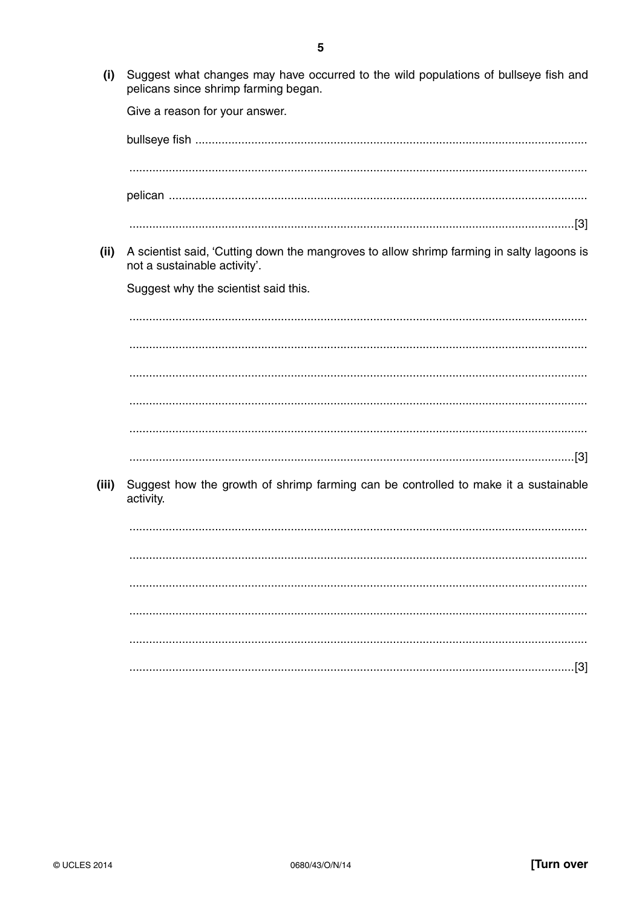**(i)** Suggest what changes may have occurred to the wild populations of bullseye fish and pelicans since shrimp farming began.

Give a reason for your answer.

bullseye fish ..........................................................................................................................

..........................................................................................................................................

pelican ..................................................................................................................................

.................................................................................................................................. [3]

**(ii)** A scientist said, 'Cutting down the mangroves to allow shrimp farming in salty lagoons is not a sustainable activity'.

Suggest why the scientist said this.

..........................................................................................................................................

..........................................................................................................................................

..........................................................................................................................................

..........................................................................................................................................

..........................................................................................................................................

.................................................................................................................................. [3]

**(iii)** Suggest how the growth of shrimp farming can be controlled to make it a sustainable activity.

..........................................................................................................................................

..........................................................................................................................................

..........................................................................................................................................

..........................................................................................................................................

..........................................................................................................................................

.................................................................................................................................. [3]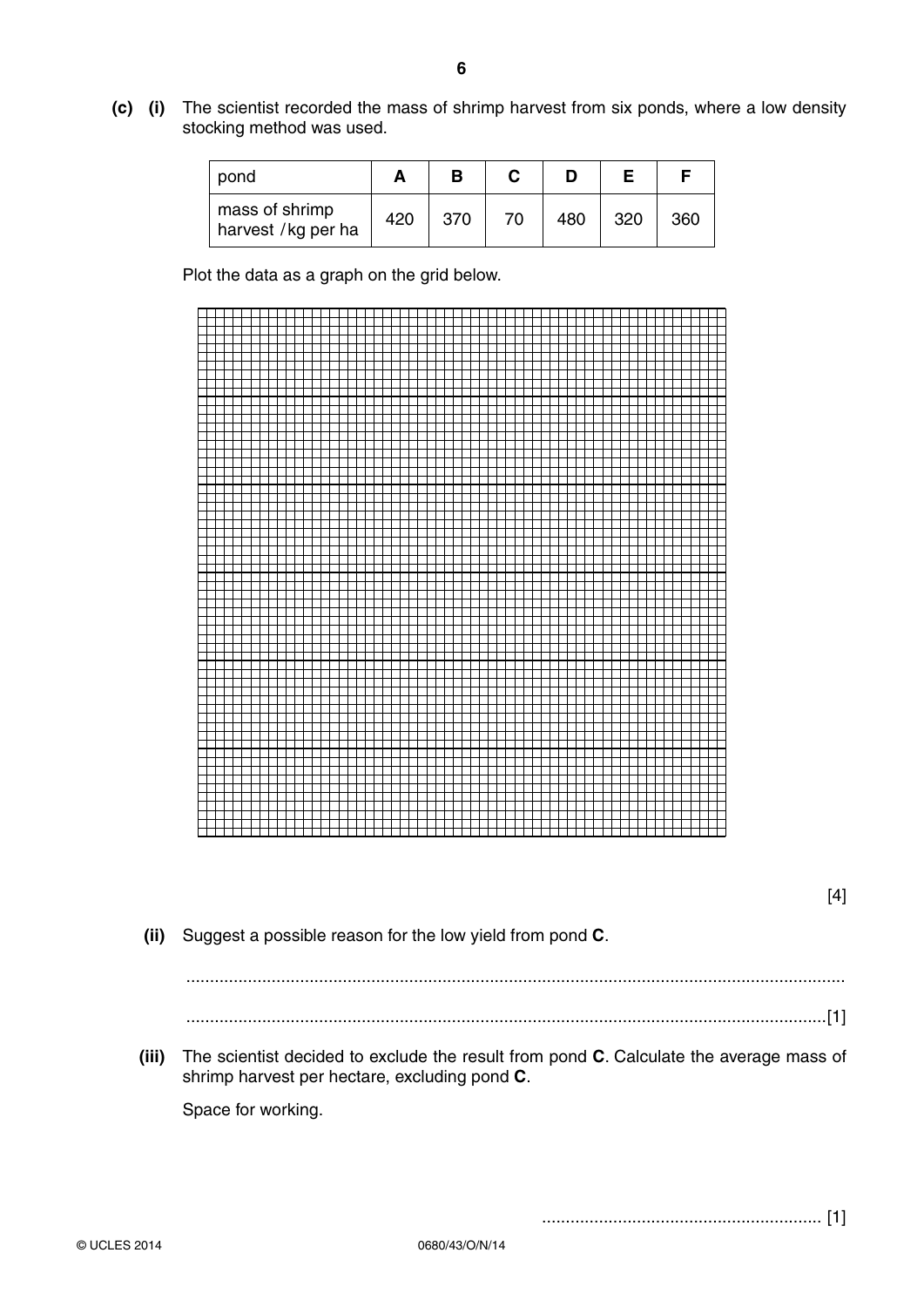**(c) (i)** The scientist recorded the mass of shrimp harvest from six ponds, where a low density stocking method was used.

| pond | A | B | C | D | E | F |
|---|---|---|---|---|---|---|
| mass of shrimp harvest / kg per ha | 420 | 370 | 70 | 480 | 320 | 360 |

Plot the data as a graph on the grid below.

[4]

**(ii)** Suggest a possible reason for the low yield from pond **C**.

..........................................................................................................................................

......................................................................................................................................[1]

**(iii)** The scientist decided to exclude the result from pond **C**. Calculate the average mass of shrimp harvest per hectare, excluding pond **C**.

Space for working.

........................................................... [1]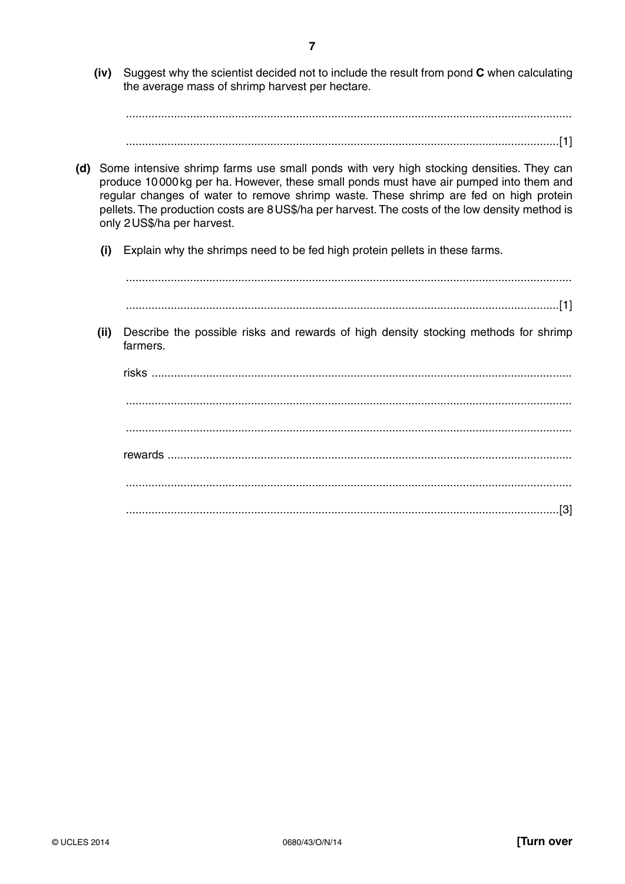**(iv)** Suggest why the scientist decided not to include the result from pond **C** when calculating the average mass of shrimp harvest per hectare.

..........................................................................................................................................

......................................................................................................................................[1]

**(d)** Some intensive shrimp farms use small ponds with very high stocking densities. They can produce 10 000 kg per ha. However, these small ponds must have air pumped into them and regular changes of water to remove shrimp waste. These shrimp are fed on high protein pellets. The production costs are 8 US$/ha per harvest. The costs of the low density method is only 2 US$/ha per harvest.

**(i)** Explain why the shrimps need to be fed high protein pellets in these farms.

..........................................................................................................................................

......................................................................................................................................[1]

**(ii)** Describe the possible risks and rewards of high density stocking methods for shrimp farmers.

risks ..................................................................................................................................

..........................................................................................................................................

..........................................................................................................................................

rewards ............................................................................................................................

..........................................................................................................................................

......................................................................................................................................[3]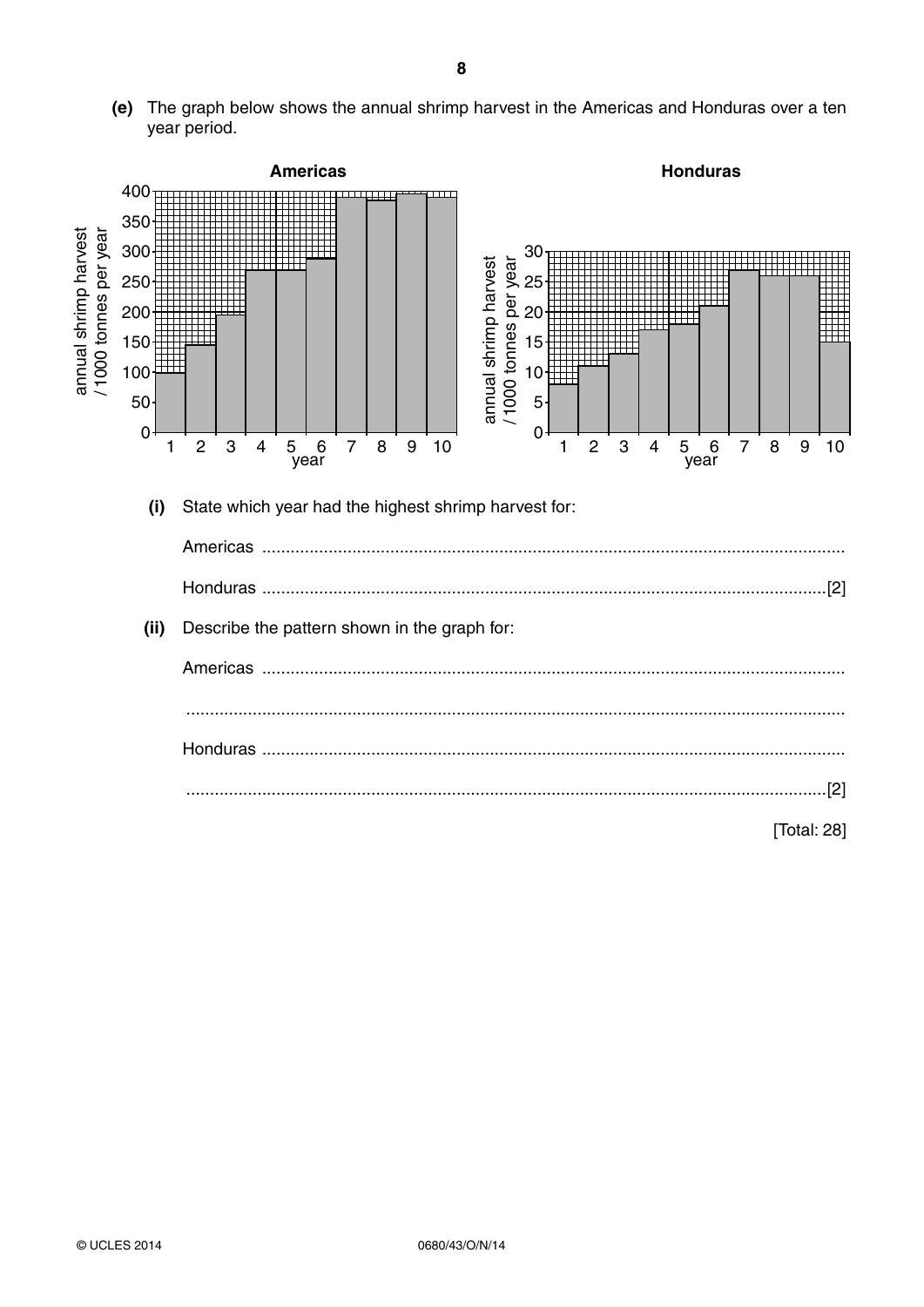**(e)** The graph below shows the annual shrimp harvest in the Americas and Honduras over a ten year period.

**(i)** State which year had the highest shrimp harvest for:

Americas ........................................................................................................................

Honduras ....................................................................................................................[2]

**(ii)** Describe the pattern shown in the graph for:

Americas ........................................................................................................................

........................................................................................................................................

Honduras ........................................................................................................................

....................................................................................................................................[2]

[Total: 28]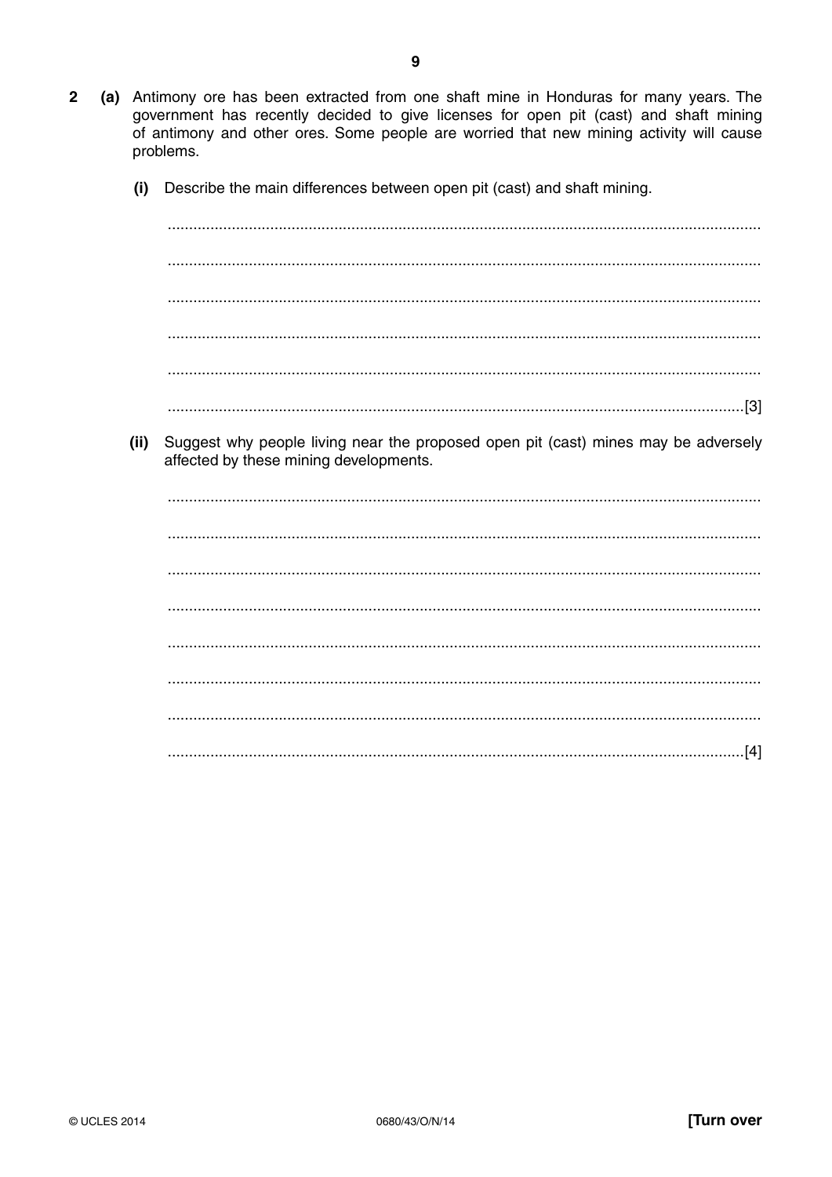**2** **(a)** Antimony ore has been extracted from one shaft mine in Honduras for many years. The government has recently decided to give licenses for open pit (cast) and shaft mining of antimony and other ores. Some people are worried that new mining activity will cause problems.

**(i)** Describe the main differences between open pit (cast) and shaft mining.

..........................................................................................................................................

..........................................................................................................................................

..........................................................................................................................................

..........................................................................................................................................

..........................................................................................................................................

.....................................................................................................................................[3]

**(ii)** Suggest why people living near the proposed open pit (cast) mines may be adversely affected by these mining developments.

..........................................................................................................................................

..........................................................................................................................................

..........................................................................................................................................

..........................................................................................................................................

..........................................................................................................................................

..........................................................................................................................................

..........................................................................................................................................

.....................................................................................................................................[4]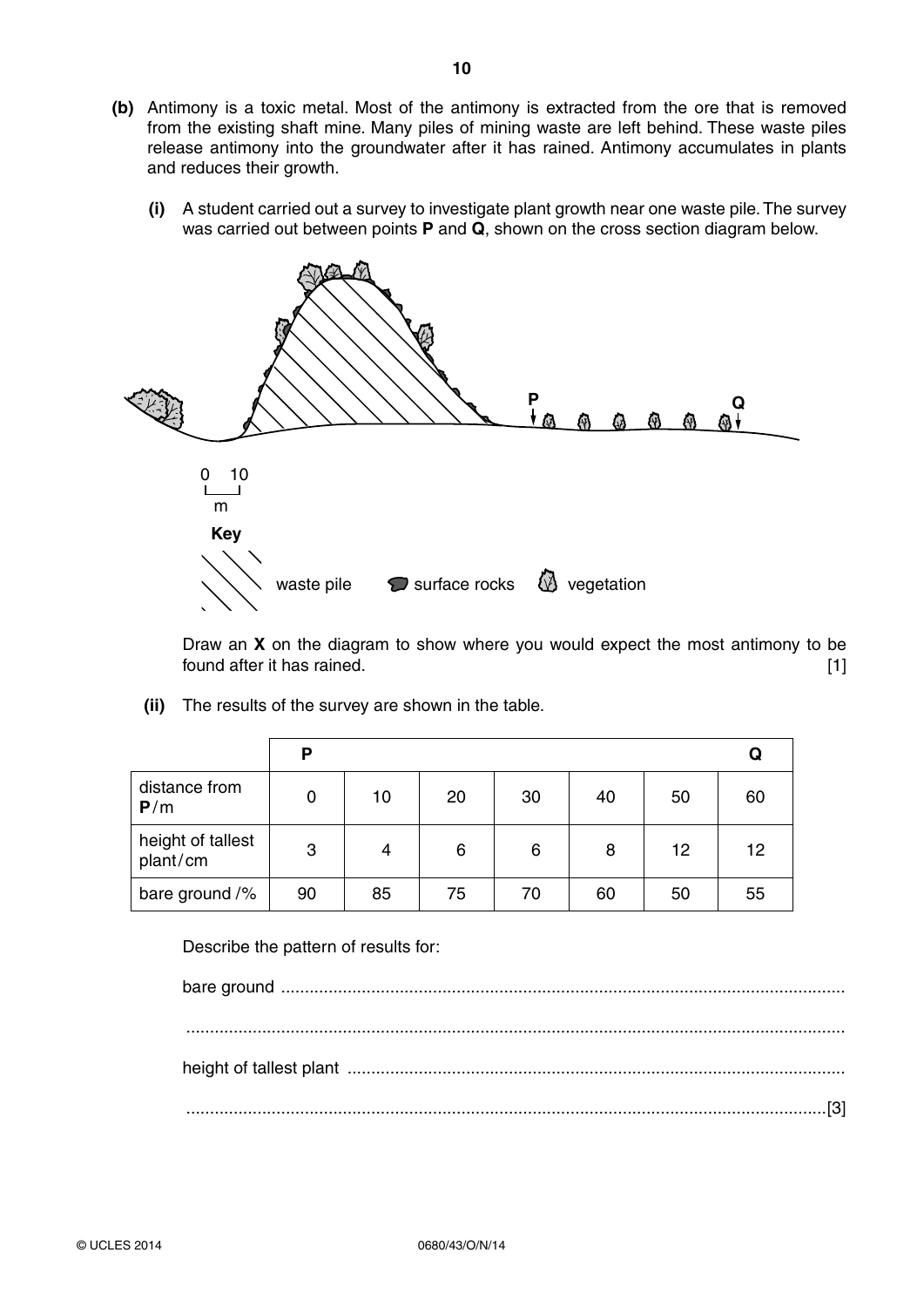**(b)** Antimony is a toxic metal. Most of the antimony is extracted from the ore that is removed from the existing shaft mine. Many piles of mining waste are left behind. These waste piles release antimony into the groundwater after it has rained. Antimony accumulates in plants and reduces their growth.

**(i)** A student carried out a survey to investigate plant growth near one waste pile. The survey was carried out between points **P** and **Q**, shown on the cross section diagram below.

0 10
m

**Key**

waste pile   surface rocks   vegetation

Draw an **X** on the diagram to show where you would expect the most antimony to be found after it has rained. [1]

**(ii)** The results of the survey are shown in the table.

| | **P** | | | | | | **Q** |
|---|---|---|---|---|---|---|---|
| distance from **P** / m | 0 | 10 | 20 | 30 | 40 | 50 | 60 |
| height of tallest plant / cm | 3 | 4 | 6 | 6 | 8 | 12 | 12 |
| bare ground /% | 90 | 85 | 75 | 70 | 60 | 50 | 55 |

Describe the pattern of results for:

bare ground ......................................................................................................................

..........................................................................................................................................

height of tallest plant ........................................................................................................

..........................................................................................................................................[3]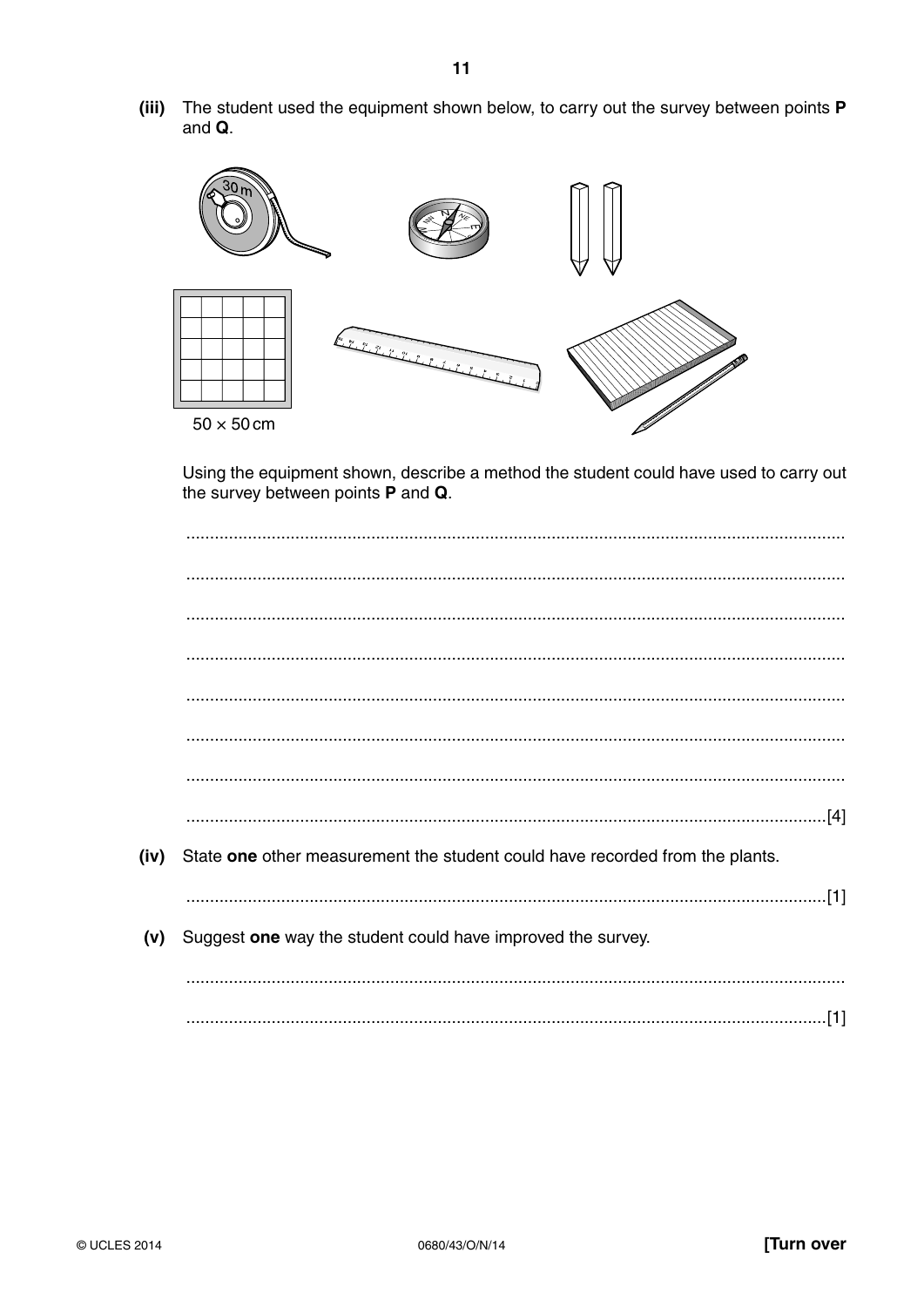**(iii)** The student used the equipment shown below, to carry out the survey between points **P** and **Q**.

50 × 50 cm

Using the equipment shown, describe a method the student could have used to carry out the survey between points **P** and **Q**.

..........................................................................................................................................

..........................................................................................................................................

..........................................................................................................................................

..........................................................................................................................................

..........................................................................................................................................

..........................................................................................................................................

..........................................................................................................................................

......................................................................................................................................[4]

**(iv)** State **one** other measurement the student could have recorded from the plants.

......................................................................................................................................[1]

**(v)** Suggest **one** way the student could have improved the survey.

..........................................................................................................................................

......................................................................................................................................[1]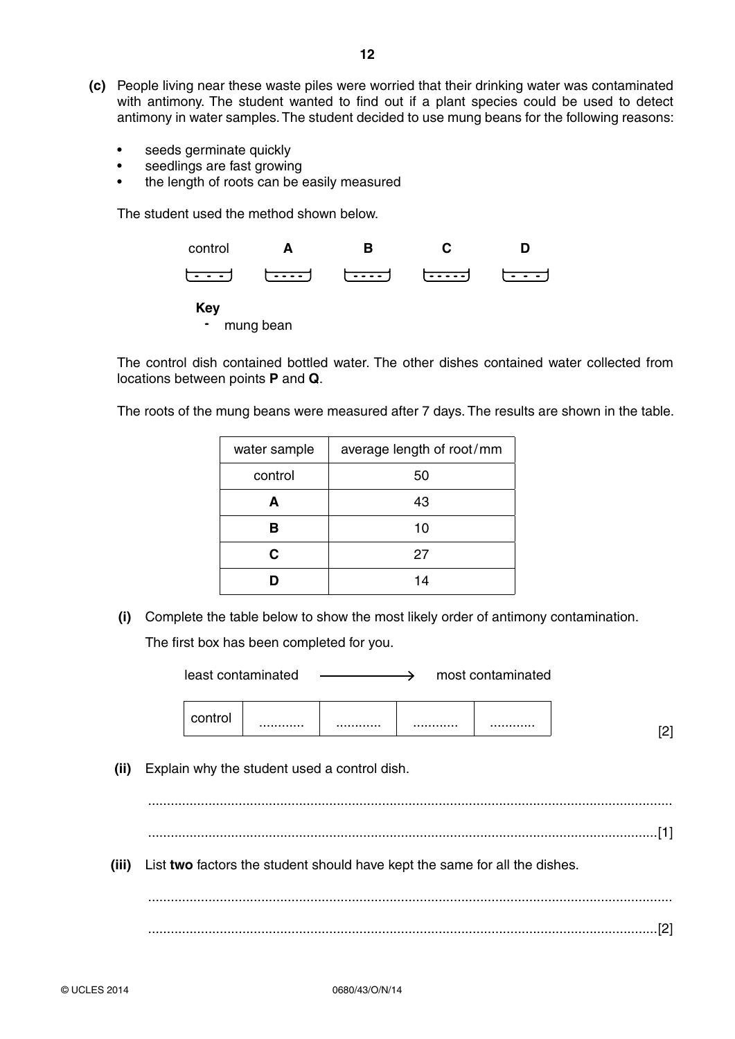**(c)** People living near these waste piles were worried that their drinking water was contaminated with antimony. The student wanted to find out if a plant species could be used to detect antimony in water samples. The student decided to use mung beans for the following reasons:

- seeds germinate quickly
- seedlings are fast growing
- the length of roots can be easily measured

The student used the method shown below.

| control | **A** | **B** | **C** | **D** |
|---|---|---|---|---|
| - - - | - - - - | - - - - | - - - - - | - - - |

**Key**
- mung bean

The control dish contained bottled water. The other dishes contained water collected from locations between points **P** and **Q**.

The roots of the mung beans were measured after 7 days. The results are shown in the table.

| water sample | average length of root / mm |
|---|---|
| control | 50 |
| **A** | 43 |
| **B** | 10 |
| **C** | 27 |
| **D** | 14 |

**(i)** Complete the table below to show the most likely order of antimony contamination.

The first box has been completed for you.

least contaminated ⟶ most contaminated

| control | ............ | ............ | ............ | ............ |
|---|---|---|---|---|

[2]

**(ii)** Explain why the student used a control dish.

..........................................................................................................................................

......................................................................................................................................[1]

**(iii)** List **two** factors the student should have kept the same for all the dishes.

..........................................................................................................................................

......................................................................................................................................[2]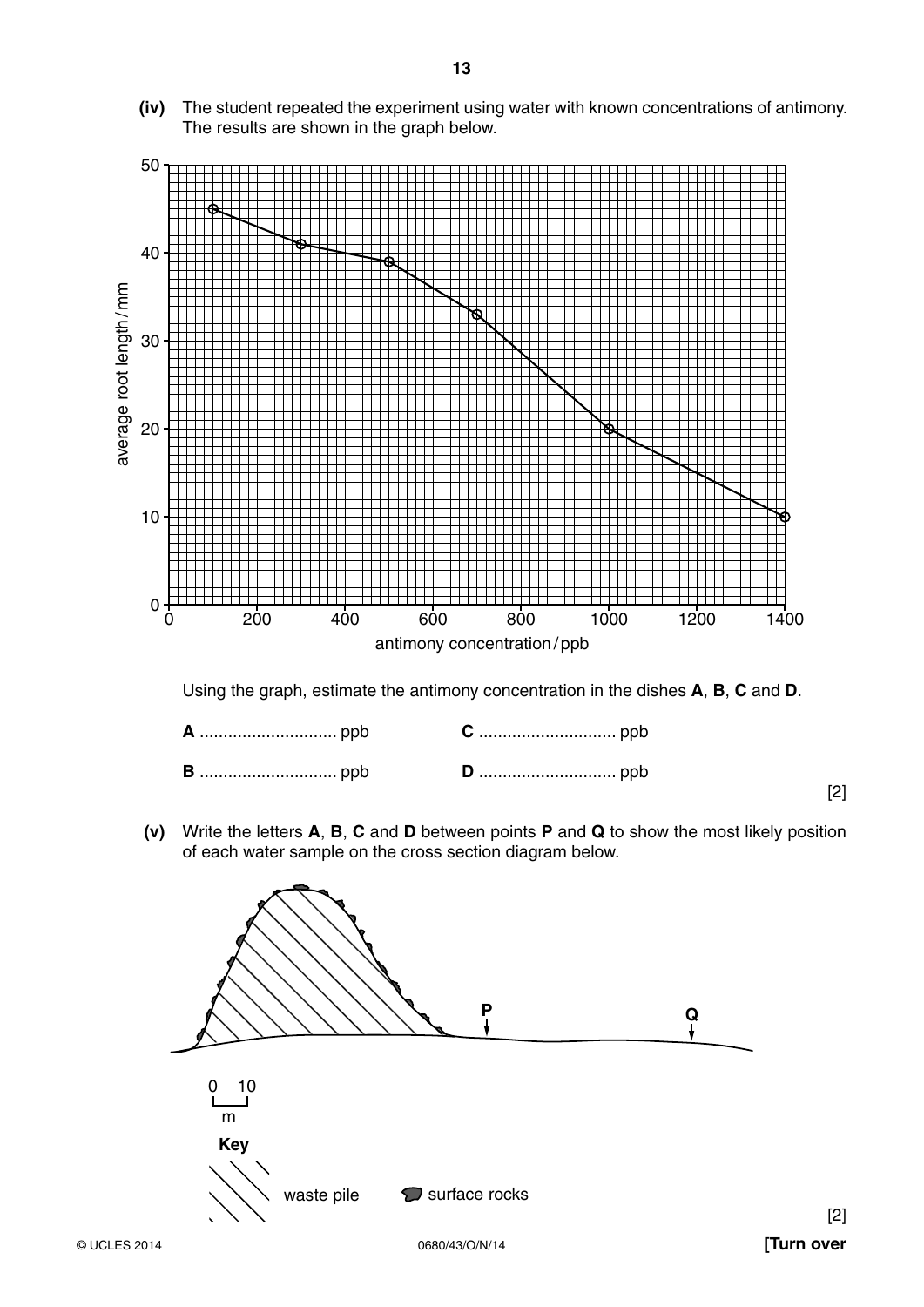**(iv)** The student repeated the experiment using water with known concentrations of antimony. The results are shown in the graph below.

Using the graph, estimate the antimony concentration in the dishes **A**, **B**, **C** and **D**.

**A** ............................ ppb  **C** ............................ ppb

**B** ............................ ppb  **D** ............................ ppb

[2]

**(v)** Write the letters **A**, **B**, **C** and **D** between points **P** and **Q** to show the most likely position of each water sample on the cross section diagram below.

[2]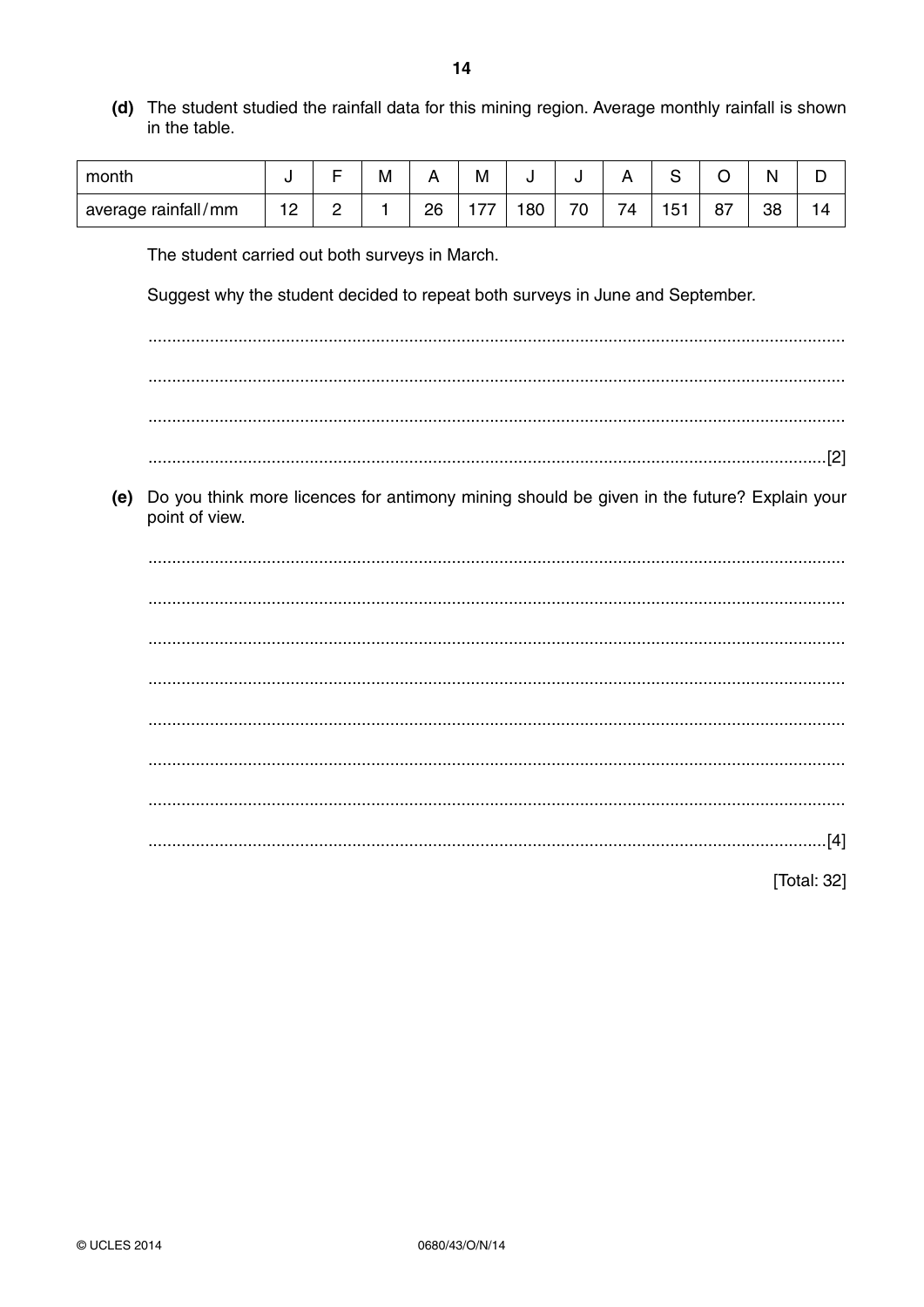**(d)** The student studied the rainfall data for this mining region. Average monthly rainfall is shown in the table.

| month | J | F | M | A | M | J | J | A | S | O | N | D |
|---|---|---|---|---|---|---|---|---|---|---|---|---|
| average rainfall / mm | 12 | 2 | 1 | 26 | 177 | 180 | 70 | 74 | 151 | 87 | 38 | 14 |

The student carried out both surveys in March.

Suggest why the student decided to repeat both surveys in June and September.

.................................................................................................................................................

.................................................................................................................................................

.................................................................................................................................................

...........................................................................................................................................[2]

**(e)** Do you think more licences for antimony mining should be given in the future? Explain your point of view.

.................................................................................................................................................

.................................................................................................................................................

.................................................................................................................................................

.................................................................................................................................................

.................................................................................................................................................

.................................................................................................................................................

.................................................................................................................................................

...........................................................................................................................................[4]

[Total: 32]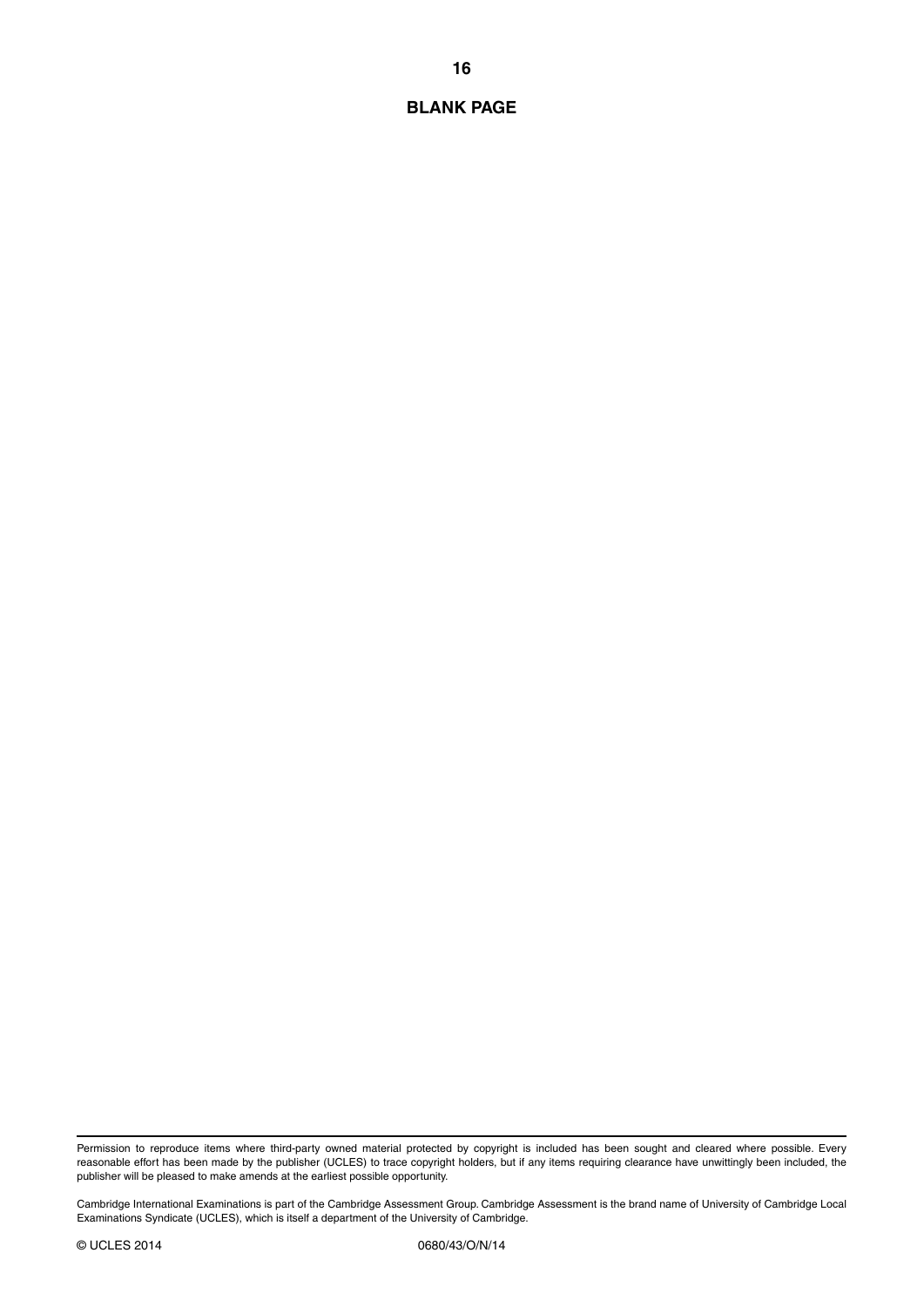**BLANK PAGE**

Permission to reproduce items where third-party owned material protected by copyright is included has been sought and cleared where possible. Every reasonable effort has been made by the publisher (UCLES) to trace copyright holders, but if any items requiring clearance have unwittingly been included, the publisher will be pleased to make amends at the earliest possible opportunity.

Cambridge International Examinations is part of the Cambridge Assessment Group. Cambridge Assessment is the brand name of University of Cambridge Local Examinations Syndicate (UCLES), which is itself a department of the University of Cambridge.